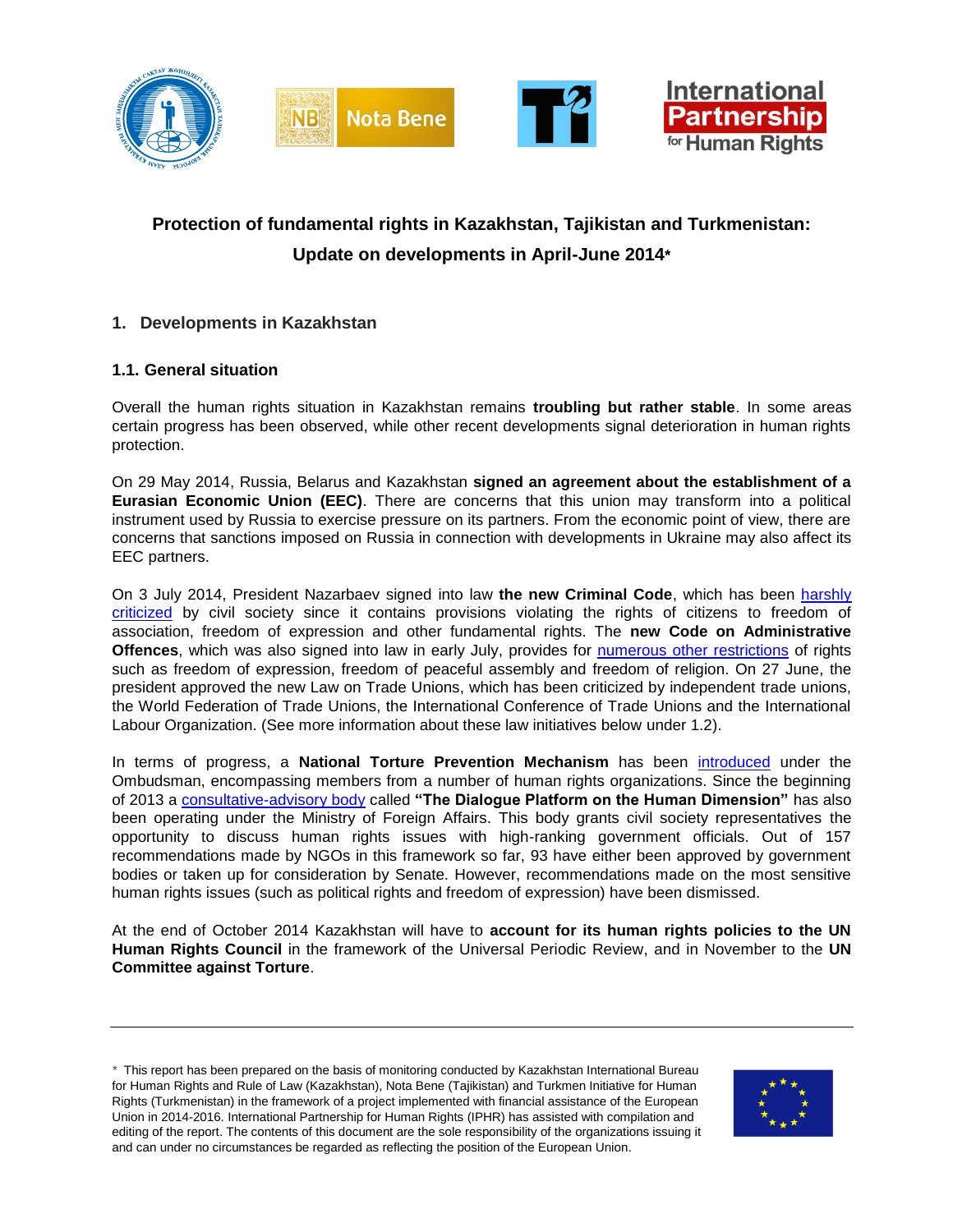# Protection of fundamental rights in Kazakhstan, Tajikistan and Turkmenistan: Update on developments in April-June 2014*

## 1. Developments in Kazakhstan

### 1.1. General situation

Overall the human rights situation in Kazakhstan remains **troubling but rather stable**. In some areas certain progress has been observed, while other recent developments signal deterioration in human rights protection.

On 29 May 2014, Russia, Belarus and Kazakhstan **signed an agreement about the establishment of a Eurasian Economic Union (EEC)**. There are concerns that this union may transform into a political instrument used by Russia to exercise pressure on its partners. From the economic point of view, there are concerns that sanctions imposed on Russia in connection with developments in Ukraine may also affect its EEC partners.

On 3 July 2014, President Nazarbaev signed into law **the new Criminal Code**, which has been harshly criticized by civil society since it contains provisions violating the rights of citizens to freedom of association, freedom of expression and other fundamental rights. The **new Code on Administrative Offences**, which was also signed into law in early July, provides for numerous other restrictions of rights such as freedom of expression, freedom of peaceful assembly and freedom of religion. On 27 June, the president approved the new Law on Trade Unions, which has been criticized by independent trade unions, the World Federation of Trade Unions, the International Conference of Trade Unions and the International Labour Organization. (See more information about these law initiatives below under 1.2).

In terms of progress, a **National Torture Prevention Mechanism** has been introduced under the Ombudsman, encompassing members from a number of human rights organizations. Since the beginning of 2013 a consultative-advisory body called **"The Dialogue Platform on the Human Dimension"** has also been operating under the Ministry of Foreign Affairs. This body grants civil society representatives the opportunity to discuss human rights issues with high-ranking government officials. Out of 157 recommendations made by NGOs in this framework so far, 93 have either been approved by government bodies or taken up for consideration by Senate. However, recommendations made on the most sensitive human rights issues (such as political rights and freedom of expression) have been dismissed.

At the end of October 2014 Kazakhstan will have to **account for its human rights policies to the UN Human Rights Council** in the framework of the Universal Periodic Review, and in November to the **UN Committee against Torture**.

---

* This report has been prepared on the basis of monitoring conducted by Kazakhstan International Bureau for Human Rights and Rule of Law (Kazakhstan), Nota Bene (Tajikistan) and Turkmen Initiative for Human Rights (Turkmenistan) in the framework of a project implemented with financial assistance of the European Union in 2014-2016. International Partnership for Human Rights (IPHR) has assisted with compilation and editing of the report. The contents of this document are the sole responsibility of the organizations issuing it and can under no circumstances be regarded as reflecting the position of the European Union.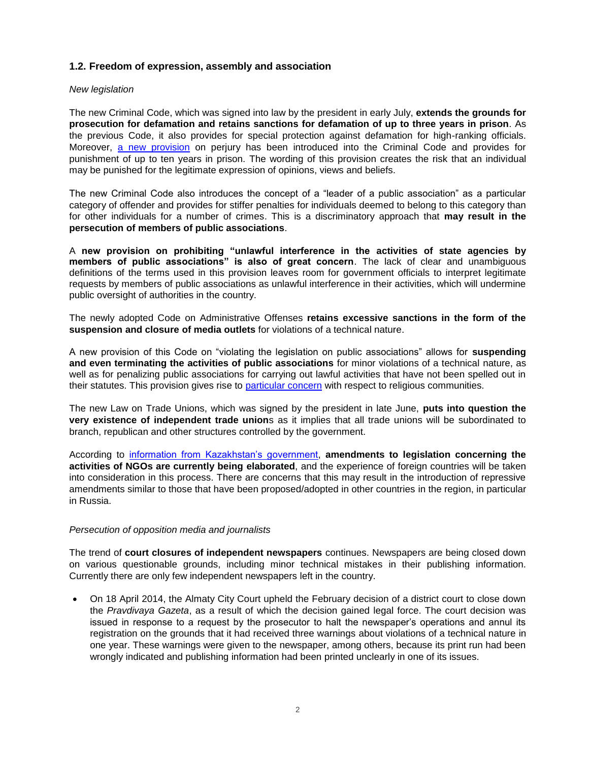### 1.2. Freedom of expression, assembly and association

*New legislation*

The new Criminal Code, which was signed into law by the president in early July, **extends the grounds for prosecution for defamation and retains sanctions for defamation of up to three years in prison**. As the previous Code, it also provides for special protection against defamation for high-ranking officials. Moreover, a new provision on perjury has been introduced into the Criminal Code and provides for punishment of up to ten years in prison. The wording of this provision creates the risk that an individual may be punished for the legitimate expression of opinions, views and beliefs.

The new Criminal Code also introduces the concept of a "leader of a public association" as a particular category of offender and provides for stiffer penalties for individuals deemed to belong to this category than for other individuals for a number of crimes. This is a discriminatory approach that **may result in the persecution of members of public associations**.

A **new provision on prohibiting "unlawful interference in the activities of state agencies by members of public associations" is also of great concern**. The lack of clear and unambiguous definitions of the terms used in this provision leaves room for government officials to interpret legitimate requests by members of public associations as unlawful interference in their activities, which will undermine public oversight of authorities in the country.

The newly adopted Code on Administrative Offenses **retains excessive sanctions in the form of the suspension and closure of media outlets** for violations of a technical nature.

A new provision of this Code on "violating the legislation on public associations" allows for **suspending and even terminating the activities of public associations** for minor violations of a technical nature, as well as for penalizing public associations for carrying out lawful activities that have not been spelled out in their statutes. This provision gives rise to particular concern with respect to religious communities.

The new Law on Trade Unions, which was signed by the president in late June, **puts into question the very existence of independent trade union**s as it implies that all trade unions will be subordinated to branch, republican and other structures controlled by the government.

According to information from Kazakhstan's government, **amendments to legislation concerning the activities of NGOs are currently being elaborated**, and the experience of foreign countries will be taken into consideration in this process. There are concerns that this may result in the introduction of repressive amendments similar to those that have been proposed/adopted in other countries in the region, in particular in Russia.

*Persecution of opposition media and journalists*

The trend of **court closures of independent newspapers** continues. Newspapers are being closed down on various questionable grounds, including minor technical mistakes in their publishing information. Currently there are only few independent newspapers left in the country.

- On 18 April 2014, the Almaty City Court upheld the February decision of a district court to close down the *Pravdivaya Gazeta*, as a result of which the decision gained legal force. The court decision was issued in response to a request by the prosecutor to halt the newspaper's operations and annul its registration on the grounds that it had received three warnings about violations of a technical nature in one year. These warnings were given to the newspaper, among others, because its print run had been wrongly indicated and publishing information had been printed unclearly in one of its issues.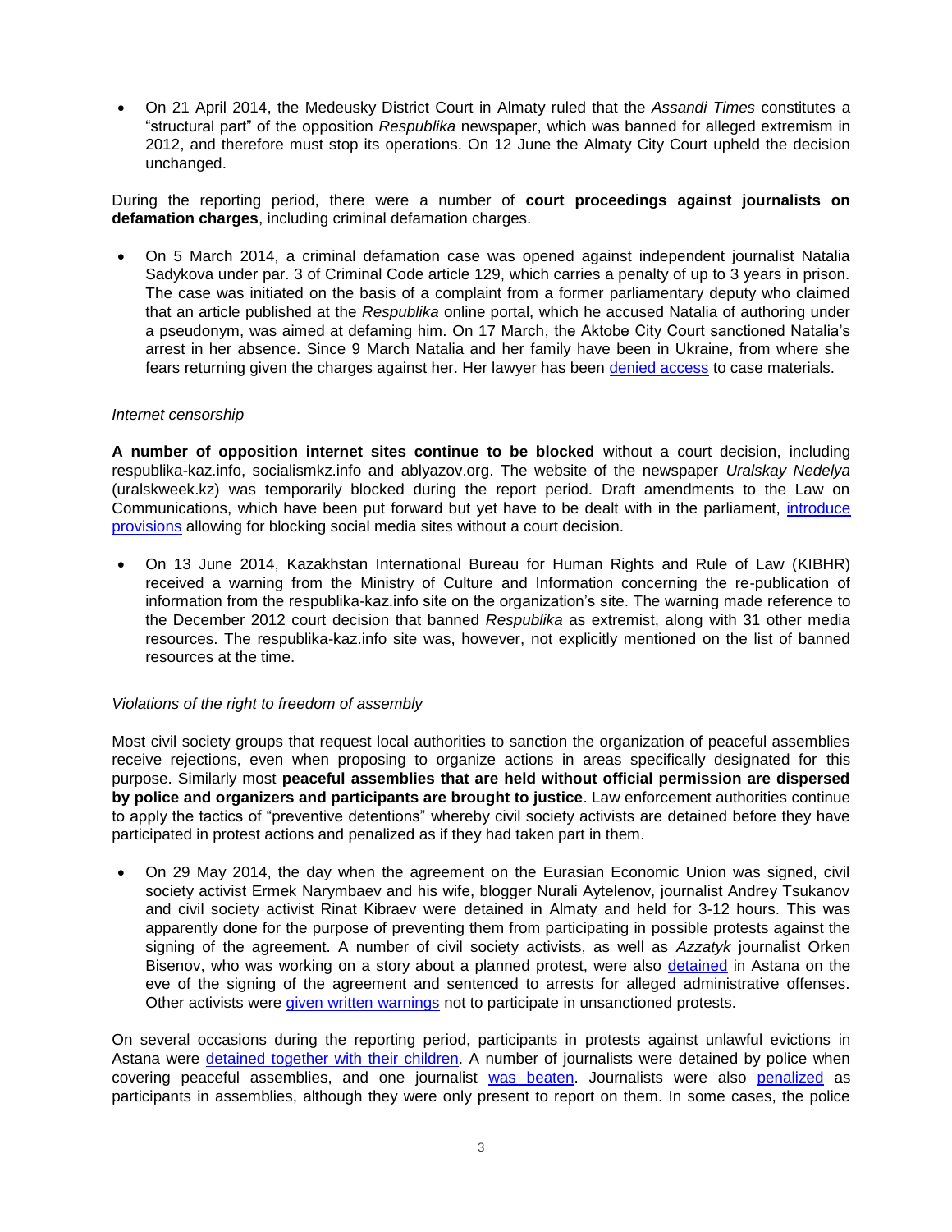- On 21 April 2014, the Medeusky District Court in Almaty ruled that the *Assandi Times* constitutes a "structural part" of the opposition *Respublika* newspaper, which was banned for alleged extremism in 2012, and therefore must stop its operations. On 12 June the Almaty City Court upheld the decision unchanged.

During the reporting period, there were a number of **court proceedings against journalists on defamation charges**, including criminal defamation charges.

- On 5 March 2014, a criminal defamation case was opened against independent journalist Natalia Sadykova under par. 3 of Criminal Code article 129, which carries a penalty of up to 3 years in prison. The case was initiated on the basis of a complaint from a former parliamentary deputy who claimed that an article published at the *Respublika* online portal, which he accused Natalia of authoring under a pseudonym, was aimed at defaming him. On 17 March, the Aktobe City Court sanctioned Natalia's arrest in her absence. Since 9 March Natalia and her family have been in Ukraine, from where she fears returning given the charges against her. Her lawyer has been denied access to case materials.

*Internet censorship*

**A number of opposition internet sites continue to be blocked** without a court decision, including respublika-kaz.info, socialismkz.info and ablyazov.org. The website of the newspaper *Uralskay Nedelya* (uralskweek.kz) was temporarily blocked during the report period. Draft amendments to the Law on Communications, which have been put forward but yet have to be dealt with in the parliament, introduce provisions allowing for blocking social media sites without a court decision.

- On 13 June 2014, Kazakhstan International Bureau for Human Rights and Rule of Law (KIBHR) received a warning from the Ministry of Culture and Information concerning the re-publication of information from the respublika-kaz.info site on the organization's site. The warning made reference to the December 2012 court decision that banned *Respublika* as extremist, along with 31 other media resources. The respublika-kaz.info site was, however, not explicitly mentioned on the list of banned resources at the time.

*Violations of the right to freedom of assembly*

Most civil society groups that request local authorities to sanction the organization of peaceful assemblies receive rejections, even when proposing to organize actions in areas specifically designated for this purpose. Similarly most **peaceful assemblies that are held without official permission are dispersed by police and organizers and participants are brought to justice**. Law enforcement authorities continue to apply the tactics of "preventive detentions" whereby civil society activists are detained before they have participated in protest actions and penalized as if they had taken part in them.

- On 29 May 2014, the day when the agreement on the Eurasian Economic Union was signed, civil society activist Ermek Narymbaev and his wife, blogger Nurali Aytelenov, journalist Andrey Tsukanov and civil society activist Rinat Kibraev were detained in Almaty and held for 3-12 hours. This was apparently done for the purpose of preventing them from participating in possible protests against the signing of the agreement. A number of civil society activists, as well as *Azzatyk* journalist Orken Bisenov, who was working on a story about a planned protest, were also detained in Astana on the eve of the signing of the agreement and sentenced to arrests for alleged administrative offenses. Other activists were given written warnings not to participate in unsanctioned protests.

On several occasions during the reporting period, participants in protests against unlawful evictions in Astana were detained together with their children. A number of journalists were detained by police when covering peaceful assemblies, and one journalist was beaten. Journalists were also penalized as participants in assemblies, although they were only present to report on them. In some cases, the police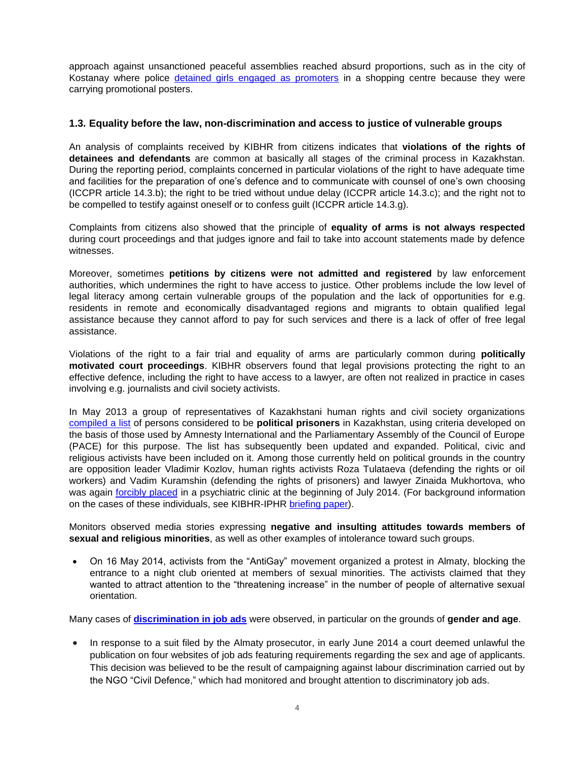approach against unsanctioned peaceful assemblies reached absurd proportions, such as in the city of Kostanay where police detained girls engaged as promoters in a shopping centre because they were carrying promotional posters.

### 1.3. Equality before the law, non-discrimination and access to justice of vulnerable groups

An analysis of complaints received by KIBHR from citizens indicates that **violations of the rights of detainees and defendants** are common at basically all stages of the criminal process in Kazakhstan. During the reporting period, complaints concerned in particular violations of the right to have adequate time and facilities for the preparation of one's defence and to communicate with counsel of one's own choosing (ICCPR article 14.3.b); the right to be tried without undue delay (ICCPR article 14.3.c); and the right not to be compelled to testify against oneself or to confess guilt (ICCPR article 14.3.g).

Complaints from citizens also showed that the principle of **equality of arms is not always respected** during court proceedings and that judges ignore and fail to take into account statements made by defence witnesses.

Moreover, sometimes **petitions by citizens were not admitted and registered** by law enforcement authorities, which undermines the right to have access to justice. Other problems include the low level of legal literacy among certain vulnerable groups of the population and the lack of opportunities for e.g. residents in remote and economically disadvantaged regions and migrants to obtain qualified legal assistance because they cannot afford to pay for such services and there is a lack of offer of free legal assistance.

Violations of the right to a fair trial and equality of arms are particularly common during **politically motivated court proceedings**. KIBHR observers found that legal provisions protecting the right to an effective defence, including the right to have access to a lawyer, are often not realized in practice in cases involving e.g. journalists and civil society activists.

In May 2013 a group of representatives of Kazakhstani human rights and civil society organizations compiled a list of persons considered to be **political prisoners** in Kazakhstan, using criteria developed on the basis of those used by Amnesty International and the Parliamentary Assembly of the Council of Europe (PACE) for this purpose. The list has subsequently been updated and expanded. Political, civic and religious activists have been included on it. Among those currently held on political grounds in the country are opposition leader Vladimir Kozlov, human rights activists Roza Tulataeva (defending the rights or oil workers) and Vadim Kuramshin (defending the rights of prisoners) and lawyer Zinaida Mukhortova, who was again forcibly placed in a psychiatric clinic at the beginning of July 2014. (For background information on the cases of these individuals, see KIBHR-IPHR briefing paper).

Monitors observed media stories expressing **negative and insulting attitudes towards members of sexual and religious minorities**, as well as other examples of intolerance toward such groups.

- On 16 May 2014, activists from the "AntiGay" movement organized a protest in Almaty, blocking the entrance to a night club oriented at members of sexual minorities. The activists claimed that they wanted to attract attention to the "threatening increase" in the number of people of alternative sexual orientation.

Many cases of **discrimination in job ads** were observed, in particular on the grounds of **gender and age**.

- In response to a suit filed by the Almaty prosecutor, in early June 2014 a court deemed unlawful the publication on four websites of job ads featuring requirements regarding the sex and age of applicants. This decision was believed to be the result of campaigning against labour discrimination carried out by the NGO "Civil Defence," which had monitored and brought attention to discriminatory job ads.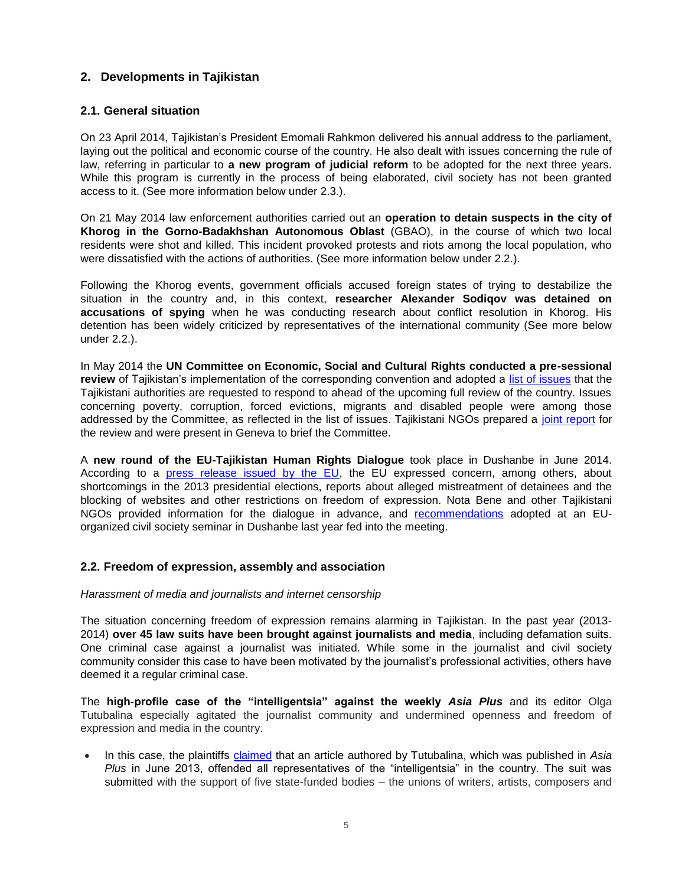## 2. Developments in Tajikistan

### 2.1. General situation

On 23 April 2014, Tajikistan's President Emomali Rahkmon delivered his annual address to the parliament, laying out the political and economic course of the country. He also dealt with issues concerning the rule of law, referring in particular to **a new program of judicial reform** to be adopted for the next three years. While this program is currently in the process of being elaborated, civil society has not been granted access to it. (See more information below under 2.3.).

On 21 May 2014 law enforcement authorities carried out an **operation to detain suspects in the city of Khorog in the Gorno-Badakhshan Autonomous Oblast** (GBAO), in the course of which two local residents were shot and killed. This incident provoked protests and riots among the local population, who were dissatisfied with the actions of authorities. (See more information below under 2.2.).

Following the Khorog events, government officials accused foreign states of trying to destabilize the situation in the country and, in this context, **researcher Alexander Sodiqov was detained on accusations of spying** when he was conducting research about conflict resolution in Khorog. His detention has been widely criticized by representatives of the international community (See more below under 2.2.).

In May 2014 the **UN Committee on Economic, Social and Cultural Rights conducted a pre-sessional review** of Tajikistan's implementation of the corresponding convention and adopted a list of issues that the Tajikistani authorities are requested to respond to ahead of the upcoming full review of the country. Issues concerning poverty, corruption, forced evictions, migrants and disabled people were among those addressed by the Committee, as reflected in the list of issues. Tajikistani NGOs prepared a joint report for the review and were present in Geneva to brief the Committee.

A **new round of the EU-Tajikistan Human Rights Dialogue** took place in Dushanbe in June 2014. According to a press release issued by the EU, the EU expressed concern, among others, about shortcomings in the 2013 presidential elections, reports about alleged mistreatment of detainees and the blocking of websites and other restrictions on freedom of expression. Nota Bene and other Tajikistani NGOs provided information for the dialogue in advance, and recommendations adopted at an EU-organized civil society seminar in Dushanbe last year fed into the meeting.

### 2.2. Freedom of expression, assembly and association

*Harassment of media and journalists and internet censorship*

The situation concerning freedom of expression remains alarming in Tajikistan. In the past year (2013-2014) **over 45 law suits have been brought against journalists and media**, including defamation suits. One criminal case against a journalist was initiated. While some in the journalist and civil society community consider this case to have been motivated by the journalist's professional activities, others have deemed it a regular criminal case.

The **high-profile case of the "intelligentsia" against the weekly *Asia Plus*** and its editor Olga Tutubalina especially agitated the journalist community and undermined openness and freedom of expression and media in the country.

- In this case, the plaintiffs claimed that an article authored by Tutubalina, which was published in *Asia Plus* in June 2013, offended all representatives of the "intelligentsia" in the country. The suit was submitted with the support of five state-funded bodies – the unions of writers, artists, composers and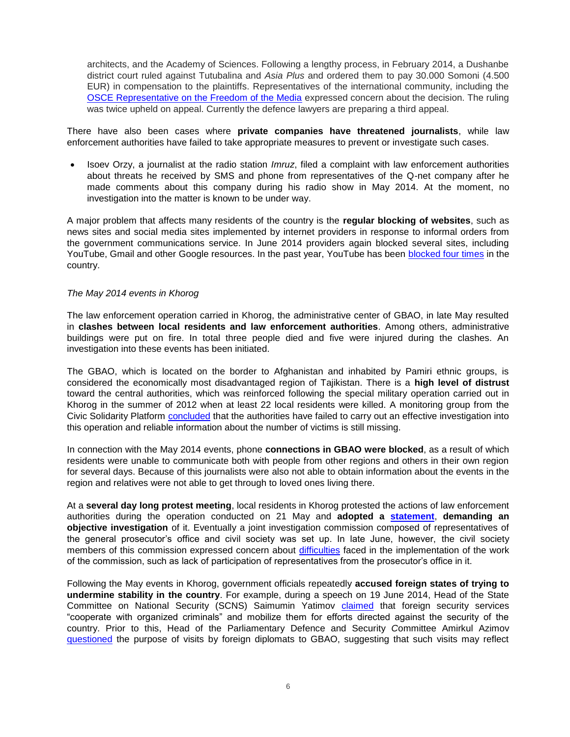architects, and the Academy of Sciences. Following a lengthy process, in February 2014, a Dushanbe district court ruled against Tutubalina and *Asia Plus* and ordered them to pay 30.000 Somoni (4.500 EUR) in compensation to the plaintiffs. Representatives of the international community, including the OSCE Representative on the Freedom of the Media expressed concern about the decision. The ruling was twice upheld on appeal. Currently the defence lawyers are preparing a third appeal.

There have also been cases where **private companies have threatened journalists**, while law enforcement authorities have failed to take appropriate measures to prevent or investigate such cases.

- Isoev Orzy, a journalist at the radio station *Imruz*, filed a complaint with law enforcement authorities about threats he received by SMS and phone from representatives of the Q-net company after he made comments about this company during his radio show in May 2014. At the moment, no investigation into the matter is known to be under way.

A major problem that affects many residents of the country is the **regular blocking of websites**, such as news sites and social media sites implemented by internet providers in response to informal orders from the government communications service. In June 2014 providers again blocked several sites, including YouTube, Gmail and other Google resources. In the past year, YouTube has been blocked four times in the country.

*The May 2014 events in Khorog*

The law enforcement operation carried in Khorog, the administrative center of GBAO, in late May resulted in **clashes between local residents and law enforcement authorities**. Among others, administrative buildings were put on fire. In total three people died and five were injured during the clashes. An investigation into these events has been initiated.

The GBAO, which is located on the border to Afghanistan and inhabited by Pamiri ethnic groups, is considered the economically most disadvantaged region of Tajikistan. There is a **high level of distrust** toward the central authorities, which was reinforced following the special military operation carried out in Khorog in the summer of 2012 when at least 22 local residents were killed. A monitoring group from the Civic Solidarity Platform concluded that the authorities have failed to carry out an effective investigation into this operation and reliable information about the number of victims is still missing.

In connection with the May 2014 events, phone **connections in GBAO were blocked**, as a result of which residents were unable to communicate both with people from other regions and others in their own region for several days. Because of this journalists were also not able to obtain information about the events in the region and relatives were not able to get through to loved ones living there.

At a **several day long protest meeting**, local residents in Khorog protested the actions of law enforcement authorities during the operation conducted on 21 May and **adopted a statement, demanding an objective investigation** of it. Eventually a joint investigation commission composed of representatives of the general prosecutor's office and civil society was set up. In late June, however, the civil society members of this commission expressed concern about difficulties faced in the implementation of the work of the commission, such as lack of participation of representatives from the prosecutor's office in it.

Following the May events in Khorog, government officials repeatedly **accused foreign states of trying to undermine stability in the country**. For example, during a speech on 19 June 2014, Head of the State Committee on National Security (SCNS) Saimumin Yatimov claimed that foreign security services "cooperate with organized criminals" and mobilize them for efforts directed against the security of the country. Prior to this, Head of the Parliamentary Defence and Security Committee Amirkul Azimov questioned the purpose of visits by foreign diplomats to GBAO, suggesting that such visits may reflect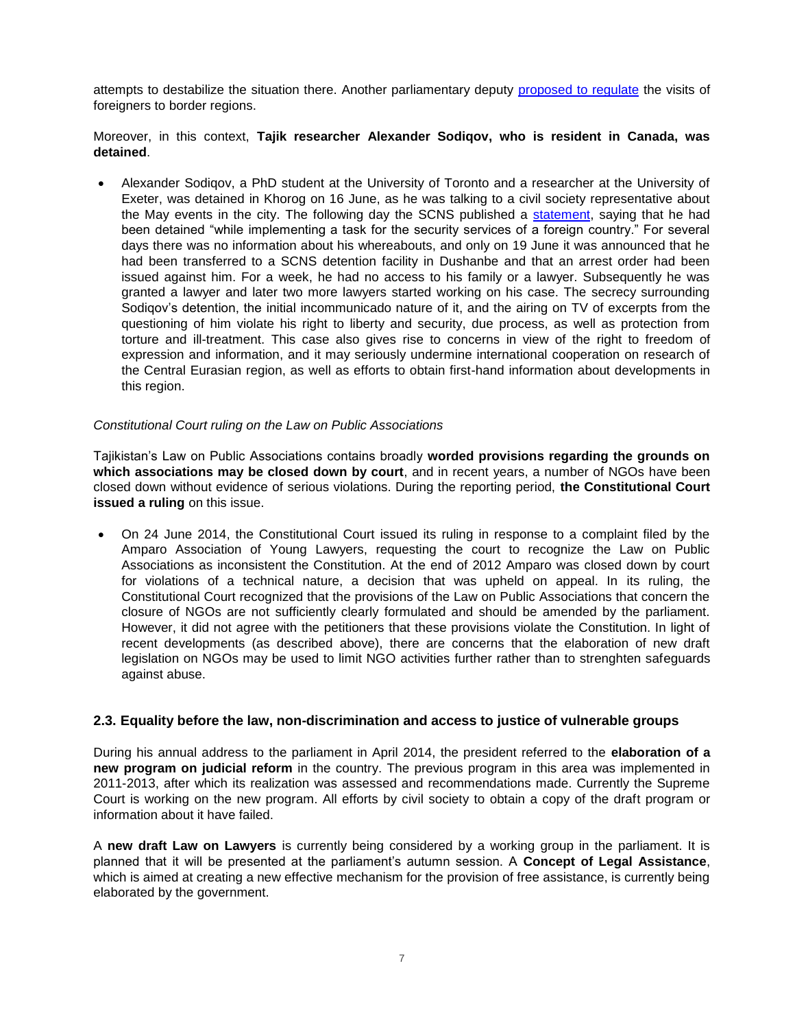attempts to destabilize the situation there. Another parliamentary deputy proposed to regulate the visits of foreigners to border regions.

Moreover, in this context, **Tajik researcher Alexander Sodiqov, who is resident in Canada, was detained**.

- Alexander Sodiqov, a PhD student at the University of Toronto and a researcher at the University of Exeter, was detained in Khorog on 16 June, as he was talking to a civil society representative about the May events in the city. The following day the SCNS published a statement, saying that he had been detained "while implementing a task for the security services of a foreign country." For several days there was no information about his whereabouts, and only on 19 June it was announced that he had been transferred to a SCNS detention facility in Dushanbe and that an arrest order had been issued against him. For a week, he had no access to his family or a lawyer. Subsequently he was granted a lawyer and later two more lawyers started working on his case. The secrecy surrounding Sodiqov's detention, the initial incommunicado nature of it, and the airing on TV of excerpts from the questioning of him violate his right to liberty and security, due process, as well as protection from torture and ill-treatment. This case also gives rise to concerns in view of the right to freedom of expression and information, and it may seriously undermine international cooperation on research of the Central Eurasian region, as well as efforts to obtain first-hand information about developments in this region.

*Constitutional Court ruling on the Law on Public Associations*

Tajikistan's Law on Public Associations contains broadly **worded provisions regarding the grounds on which associations may be closed down by court**, and in recent years, a number of NGOs have been closed down without evidence of serious violations. During the reporting period, **the Constitutional Court issued a ruling** on this issue.

- On 24 June 2014, the Constitutional Court issued its ruling in response to a complaint filed by the Amparo Association of Young Lawyers, requesting the court to recognize the Law on Public Associations as inconsistent the Constitution. At the end of 2012 Amparo was closed down by court for violations of a technical nature, a decision that was upheld on appeal. In its ruling, the Constitutional Court recognized that the provisions of the Law on Public Associations that concern the closure of NGOs are not sufficiently clearly formulated and should be amended by the parliament. However, it did not agree with the petitioners that these provisions violate the Constitution. In light of recent developments (as described above), there are concerns that the elaboration of new draft legislation on NGOs may be used to limit NGO activities further rather than to strenghten safeguards against abuse.

### 2.3. Equality before the law, non-discrimination and access to justice of vulnerable groups

During his annual address to the parliament in April 2014, the president referred to the **elaboration of a new program on judicial reform** in the country. The previous program in this area was implemented in 2011-2013, after which its realization was assessed and recommendations made. Currently the Supreme Court is working on the new program. All efforts by civil society to obtain a copy of the draft program or information about it have failed.

A **new draft Law on Lawyers** is currently being considered by a working group in the parliament. It is planned that it will be presented at the parliament's autumn session. A **Concept of Legal Assistance**, which is aimed at creating a new effective mechanism for the provision of free assistance, is currently being elaborated by the government.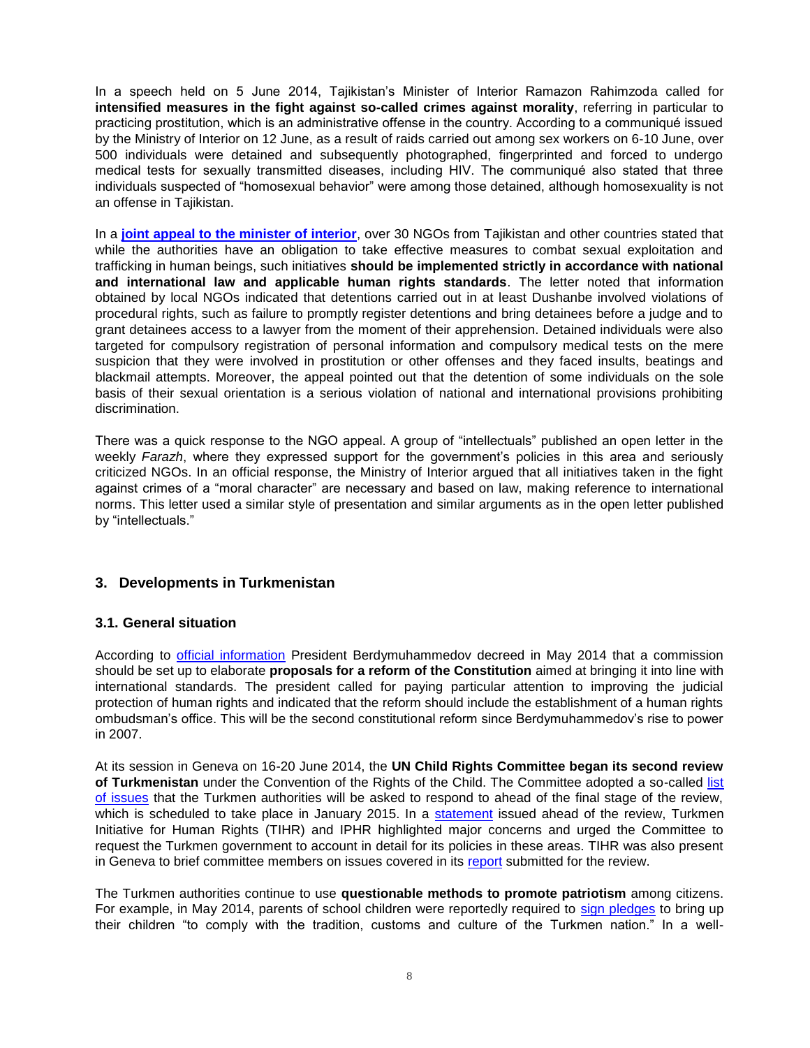In a speech held on 5 June 2014, Tajikistan's Minister of Interior Ramazon Rahimzoda called for **intensified measures in the fight against so-called crimes against morality**, referring in particular to practicing prostitution, which is an administrative offense in the country. According to a communiqué issued by the Ministry of Interior on 12 June, as a result of raids carried out among sex workers on 6-10 June, over 500 individuals were detained and subsequently photographed, fingerprinted and forced to undergo medical tests for sexually transmitted diseases, including HIV. The communiqué also stated that three individuals suspected of "homosexual behavior" were among those detained, although homosexuality is not an offense in Tajikistan.

In a **joint appeal to the minister of interior**, over 30 NGOs from Tajikistan and other countries stated that while the authorities have an obligation to take effective measures to combat sexual exploitation and trafficking in human beings, such initiatives **should be implemented strictly in accordance with national and international law and applicable human rights standards**. The letter noted that information obtained by local NGOs indicated that detentions carried out in at least Dushanbe involved violations of procedural rights, such as failure to promptly register detentions and bring detainees before a judge and to grant detainees access to a lawyer from the moment of their apprehension. Detained individuals were also targeted for compulsory registration of personal information and compulsory medical tests on the mere suspicion that they were involved in prostitution or other offenses and they faced insults, beatings and blackmail attempts. Moreover, the appeal pointed out that the detention of some individuals on the sole basis of their sexual orientation is a serious violation of national and international provisions prohibiting discrimination.

There was a quick response to the NGO appeal. A group of "intellectuals" published an open letter in the weekly *Farazh*, where they expressed support for the government's policies in this area and seriously criticized NGOs. In an official response, the Ministry of Interior argued that all initiatives taken in the fight against crimes of a "moral character" are necessary and based on law, making reference to international norms. This letter used a similar style of presentation and similar arguments as in the open letter published by "intellectuals."

## 3. Developments in Turkmenistan

### 3.1. General situation

According to official information President Berdymuhammedov decreed in May 2014 that a commission should be set up to elaborate **proposals for a reform of the Constitution** aimed at bringing it into line with international standards. The president called for paying particular attention to improving the judicial protection of human rights and indicated that the reform should include the establishment of a human rights ombudsman's office. This will be the second constitutional reform since Berdymuhammedov's rise to power in 2007.

At its session in Geneva on 16-20 June 2014, the **UN Child Rights Committee began its second review of Turkmenistan** under the Convention of the Rights of the Child. The Committee adopted a so-called list of issues that the Turkmen authorities will be asked to respond to ahead of the final stage of the review, which is scheduled to take place in January 2015. In a statement issued ahead of the review, Turkmen Initiative for Human Rights (TIHR) and IPHR highlighted major concerns and urged the Committee to request the Turkmen government to account in detail for its policies in these areas. TIHR was also present in Geneva to brief committee members on issues covered in its report submitted for the review.

The Turkmen authorities continue to use **questionable methods to promote patriotism** among citizens. For example, in May 2014, parents of school children were reportedly required to sign pledges to bring up their children "to comply with the tradition, customs and culture of the Turkmen nation." In a well-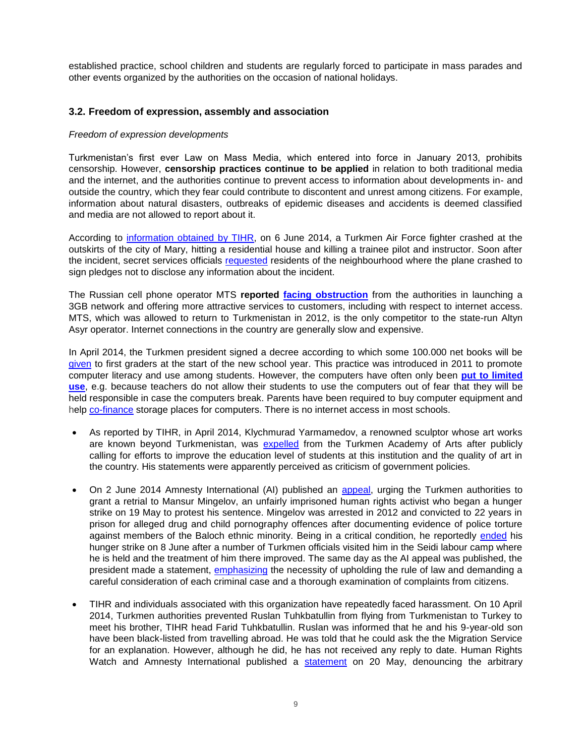established practice, school children and students are regularly forced to participate in mass parades and other events organized by the authorities on the occasion of national holidays.

### 3.2. Freedom of expression, assembly and association

*Freedom of expression developments*

Turkmenistan's first ever Law on Mass Media, which entered into force in January 2013, prohibits censorship. However, **censorship practices continue to be applied** in relation to both traditional media and the internet, and the authorities continue to prevent access to information about developments in- and outside the country, which they fear could contribute to discontent and unrest among citizens. For example, information about natural disasters, outbreaks of epidemic diseases and accidents is deemed classified and media are not allowed to report about it.

According to information obtained by TIHR, on 6 June 2014, a Turkmen Air Force fighter crashed at the outskirts of the city of Mary, hitting a residential house and killing a trainee pilot and instructor. Soon after the incident, secret services officials requested residents of the neighbourhood where the plane crashed to sign pledges not to disclose any information about the incident.

The Russian cell phone operator MTS **reported facing obstruction** from the authorities in launching a 3GB network and offering more attractive services to customers, including with respect to internet access. MTS, which was allowed to return to Turkmenistan in 2012, is the only competitor to the state-run Altyn Asyr operator. Internet connections in the country are generally slow and expensive.

In April 2014, the Turkmen president signed a decree according to which some 100.000 net books will be given to first graders at the start of the new school year. This practice was introduced in 2011 to promote computer literacy and use among students. However, the computers have often only been **put to limited use**, e.g. because teachers do not allow their students to use the computers out of fear that they will be held responsible in case the computers break. Parents have been required to buy computer equipment and help co-finance storage places for computers. There is no internet access in most schools.

- As reported by TIHR, in April 2014, Klychmurad Yarmamedov, a renowned sculptor whose art works are known beyond Turkmenistan, was expelled from the Turkmen Academy of Arts after publicly calling for efforts to improve the education level of students at this institution and the quality of art in the country. His statements were apparently perceived as criticism of government policies.

- On 2 June 2014 Amnesty International (AI) published an appeal, urging the Turkmen authorities to grant a retrial to Mansur Mingelov, an unfairly imprisoned human rights activist who began a hunger strike on 19 May to protest his sentence. Mingelov was arrested in 2012 and convicted to 22 years in prison for alleged drug and child pornography offences after documenting evidence of police torture against members of the Baloch ethnic minority. Being in a critical condition, he reportedly ended his hunger strike on 8 June after a number of Turkmen officials visited him in the Seidi labour camp where he is held and the treatment of him there improved. The same day as the AI appeal was published, the president made a statement, emphasizing the necessity of upholding the rule of law and demanding a careful consideration of each criminal case and a thorough examination of complaints from citizens.

- TIHR and individuals associated with this organization have repeatedly faced harassment. On 10 April 2014, Turkmen authorities prevented Ruslan Tuhkbatullin from flying from Turkmenistan to Turkey to meet his brother, TIHR head Farid Tuhkbatullin. Ruslan was informed that he and his 9-year-old son have been black-listed from travelling abroad. He was told that he could ask the the Migration Service for an explanation. However, although he did, he has not received any reply to date. Human Rights Watch and Amnesty International published a statement on 20 May, denouncing the arbitrary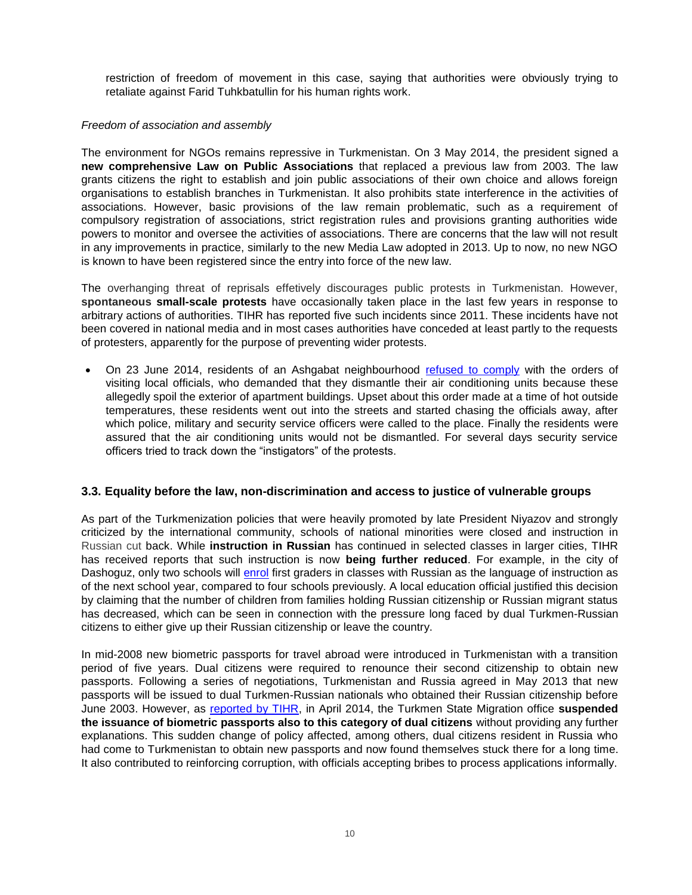restriction of freedom of movement in this case, saying that authorities were obviously trying to retaliate against Farid Tuhkbatullin for his human rights work.

*Freedom of association and assembly*

The environment for NGOs remains repressive in Turkmenistan. On 3 May 2014, the president signed a **new comprehensive Law on Public Associations** that replaced a previous law from 2003. The law grants citizens the right to establish and join public associations of their own choice and allows foreign organisations to establish branches in Turkmenistan. It also prohibits state interference in the activities of associations. However, basic provisions of the law remain problematic, such as a requirement of compulsory registration of associations, strict registration rules and provisions granting authorities wide powers to monitor and oversee the activities of associations. There are concerns that the law will not result in any improvements in practice, similarly to the new Media Law adopted in 2013. Up to now, no new NGO is known to have been registered since the entry into force of the new law.

The overhanging threat of reprisals effetively discourages public protests in Turkmenistan. However, **spontaneous small-scale protests** have occasionally taken place in the last few years in response to arbitrary actions of authorities. TIHR has reported five such incidents since 2011. These incidents have not been covered in national media and in most cases authorities have conceded at least partly to the requests of protesters, apparently for the purpose of preventing wider protests.

- On 23 June 2014, residents of an Ashgabat neighbourhood refused to comply with the orders of visiting local officials, who demanded that they dismantle their air conditioning units because these allegedly spoil the exterior of apartment buildings. Upset about this order made at a time of hot outside temperatures, these residents went out into the streets and started chasing the officials away, after which police, military and security service officers were called to the place. Finally the residents were assured that the air conditioning units would not be dismantled. For several days security service officers tried to track down the "instigators" of the protests.

### 3.3. Equality before the law, non-discrimination and access to justice of vulnerable groups

As part of the Turkmenization policies that were heavily promoted by late President Niyazov and strongly criticized by the international community, schools of national minorities were closed and instruction in Russian cut back. While **instruction in Russian** has continued in selected classes in larger cities, TIHR has received reports that such instruction is now **being further reduced**. For example, in the city of Dashoguz, only two schools will enrol first graders in classes with Russian as the language of instruction as of the next school year, compared to four schools previously. A local education official justified this decision by claiming that the number of children from families holding Russian citizenship or Russian migrant status has decreased, which can be seen in connection with the pressure long faced by dual Turkmen-Russian citizens to either give up their Russian citizenship or leave the country.

In mid-2008 new biometric passports for travel abroad were introduced in Turkmenistan with a transition period of five years. Dual citizens were required to renounce their second citizenship to obtain new passports. Following a series of negotiations, Turkmenistan and Russia agreed in May 2013 that new passports will be issued to dual Turkmen-Russian nationals who obtained their Russian citizenship before June 2003. However, as reported by TIHR, in April 2014, the Turkmen State Migration office **suspended the issuance of biometric passports also to this category of dual citizens** without providing any further explanations. This sudden change of policy affected, among others, dual citizens resident in Russia who had come to Turkmenistan to obtain new passports and now found themselves stuck there for a long time. It also contributed to reinforcing corruption, with officials accepting bribes to process applications informally.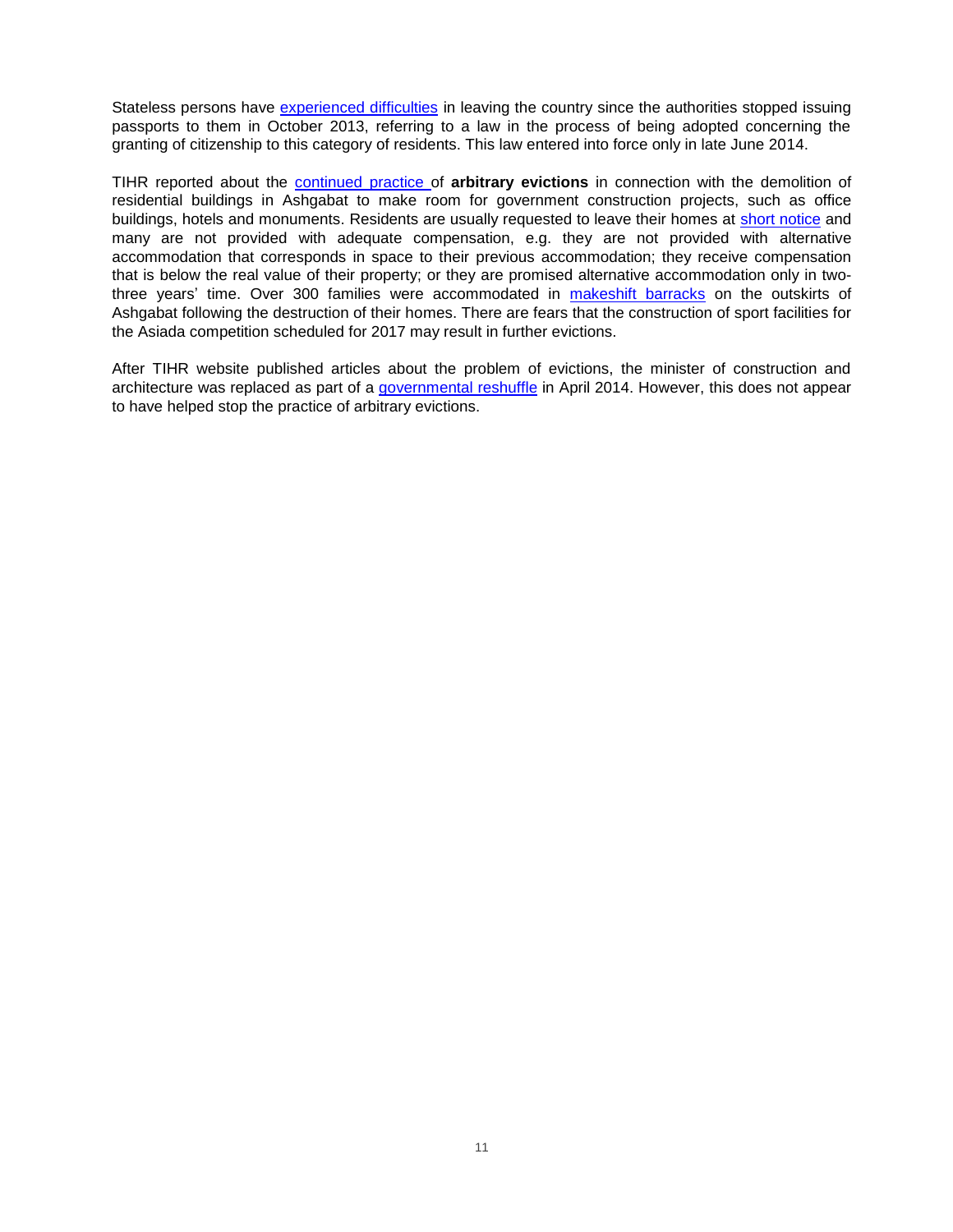Stateless persons have experienced difficulties in leaving the country since the authorities stopped issuing passports to them in October 2013, referring to a law in the process of being adopted concerning the granting of citizenship to this category of residents. This law entered into force only in late June 2014.

TIHR reported about the continued practice of **arbitrary evictions** in connection with the demolition of residential buildings in Ashgabat to make room for government construction projects, such as office buildings, hotels and monuments. Residents are usually requested to leave their homes at short notice and many are not provided with adequate compensation, e.g. they are not provided with alternative accommodation that corresponds in space to their previous accommodation; they receive compensation that is below the real value of their property; or they are promised alternative accommodation only in two-three years' time. Over 300 families were accommodated in makeshift barracks on the outskirts of Ashgabat following the destruction of their homes. There are fears that the construction of sport facilities for the Asiada competition scheduled for 2017 may result in further evictions.

After TIHR website published articles about the problem of evictions, the minister of construction and architecture was replaced as part of a governmental reshuffle in April 2014. However, this does not appear to have helped stop the practice of arbitrary evictions.